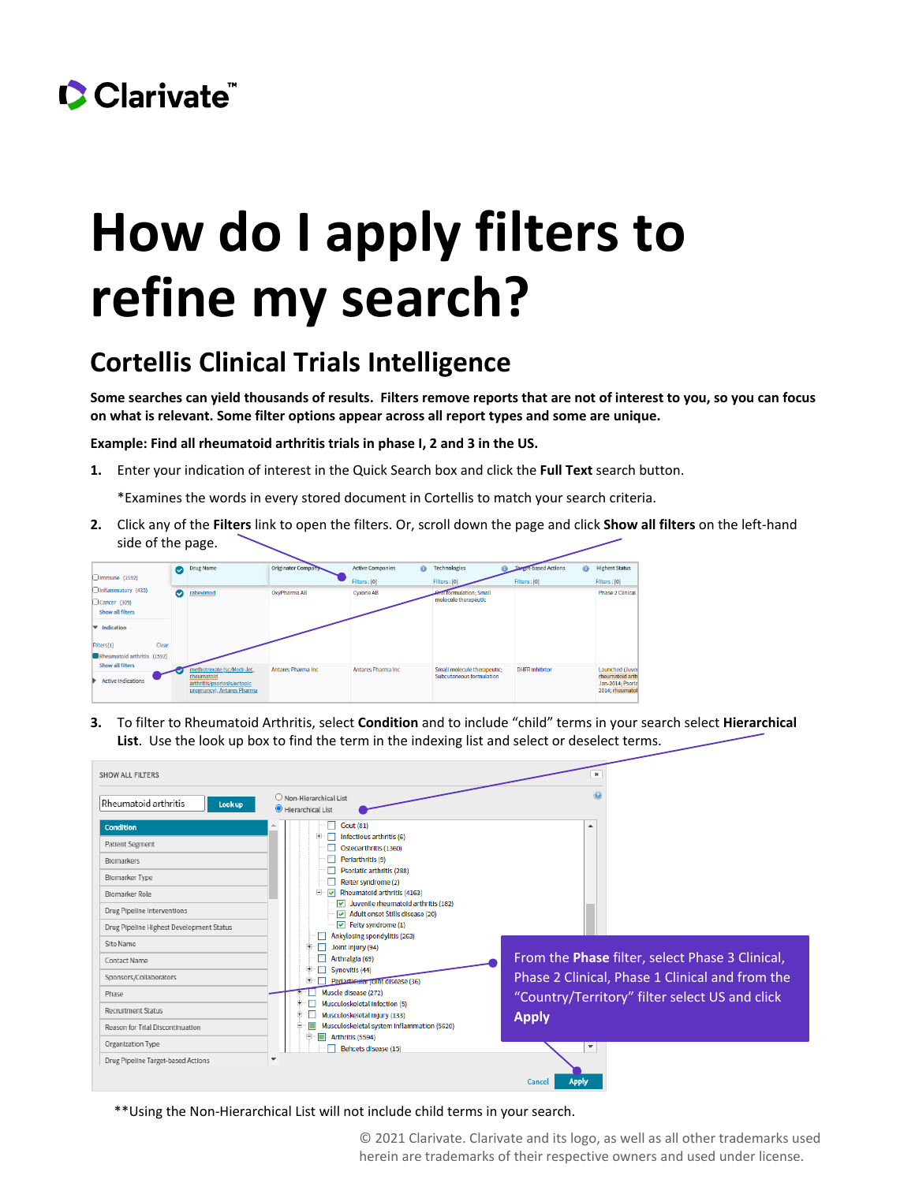# How do I apply filters to refine my search?

## Cortellis Clinical Trials Intelligence

**Some searches can yield thousands of results. Filters remove reports that are not of interest to you, so you can focus on what is relevant. Some filter options appear across all report types and some are unique.**

**Example: Find all rheumatoid arthritis trials in phase I, 2 and 3 in the US.**

1. Enter your indication of interest in the Quick Search box and click the **Full Text** search button.

   *Examines the words in every stored document in Cortellis to match your search criteria.

2. Click any of the **Filters** link to open the filters. Or, scroll down the page and click **Show all filters** on the left-hand side of the page.

3. To filter to Rheumatoid Arthritis, select **Condition** and to include "child" terms in your search select **Hierarchical List**. Use the look up box to find the term in the indexing list and select or deselect terms.

From the **Phase** filter, select Phase 3 Clinical, Phase 2 Clinical, Phase 1 Clinical and from the "Country/Territory" filter select US and click **Apply**

**Using the Non-Hierarchical List will not include child terms in your search.

© 2021 Clarivate. Clarivate and its logo, as well as all other trademarks used herein are trademarks of their respective owners and used under license.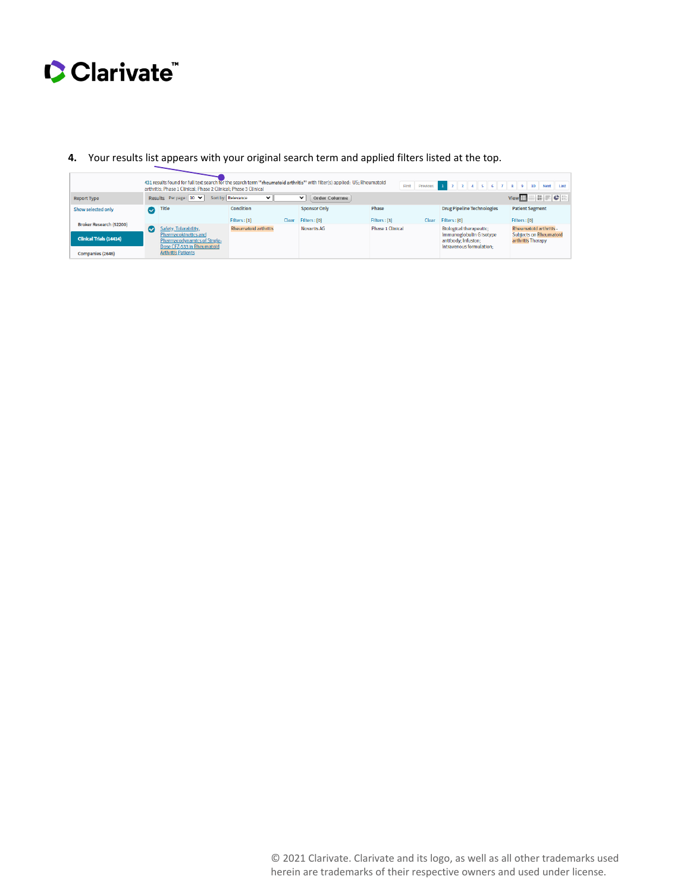4. Your results list appears with your original search term and applied filters listed at the top.

431 results found for full text search for the search term "rheumatoid arthritis" with filter(s) applied: US; Rheumatoid arthritis; Phase 1 Clinical; Phase 2 Clinical; Phase 3 Clinical

First Previous 1 2 3 4 5 6 7 8 9 10 Next Last

Report Type

Show selected only

Broker Research (52200)

Clinical Trials (14414)

Companies (2646)

Results Per page: 10 Sort by: Relevance Order Columns View

| | Title | Condition | Sponsor Only | Phase | Drug Pipeline Technologies | Patient Segment |
|---|---|---|---|---|---|---|
| | | Filters : [1] Clear | Filters : [0] | Filters : [3] Clear | Filters : [0] | Filters : [0] |
| | Safety, Tolerability, Pharmacokinetics and Pharmacodynamics of Single-Dose CFZ-533 in Rheumatoid Arthritis Patients | Rheumatoid arthritis | Novartis AG | Phase 1 Clinical | Biological therapeutic; Immunoglobulin G isotype antibody; Infusion; Intravenous formulation; | Rheumatoid arthritis - Subjects on Rheumatoid arthritis Therapy |

© 2021 Clarivate. Clarivate and its logo, as well as all other trademarks used herein are trademarks of their respective owners and used under license.